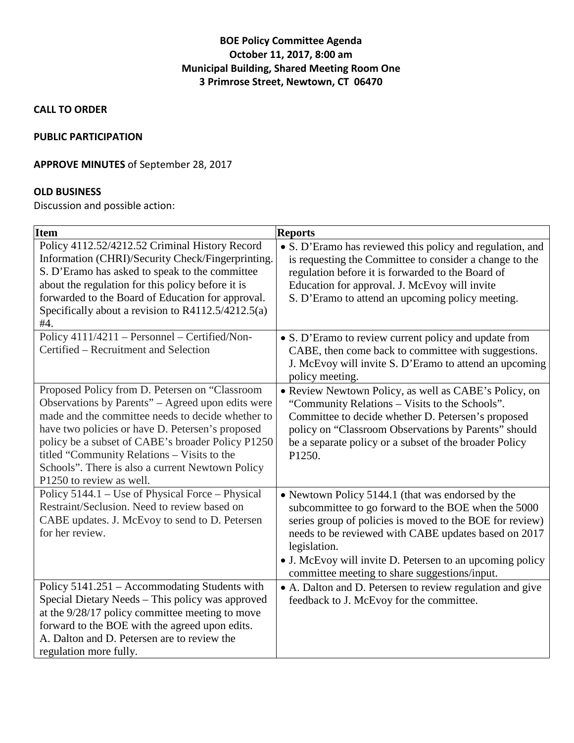**BOE Policy Committee Agenda**
**October 11, 2017, 8:00 am**
**Municipal Building, Shared Meeting Room One**
**3 Primrose Street, Newtown, CT 06470**

**CALL TO ORDER**

**PUBLIC PARTICIPATION**

**APPROVE MINUTES** of September 28, 2017

**OLD BUSINESS**

Discussion and possible action:

| Item | Reports |
|---|---|
| Policy 4112.52/4212.52 Criminal History Record Information (CHRI)/Security Check/Fingerprinting. S. D'Eramo has asked to speak to the committee about the regulation for this policy before it is forwarded to the Board of Education for approval. Specifically about a revision to R4112.5/4212.5(a) #4. | • S. D'Eramo has reviewed this policy and regulation, and is requesting the Committee to consider a change to the regulation before it is forwarded to the Board of Education for approval. J. McEvoy will invite S. D'Eramo to attend an upcoming policy meeting. |
| Policy 4111/4211 – Personnel – Certified/Non-Certified – Recruitment and Selection | • S. D'Eramo to review current policy and update from CABE, then come back to committee with suggestions. J. McEvoy will invite S. D'Eramo to attend an upcoming policy meeting. |
| Proposed Policy from D. Petersen on "Classroom Observations by Parents" – Agreed upon edits were made and the committee needs to decide whether to have two policies or have D. Petersen's proposed policy be a subset of CABE's broader Policy P1250 titled "Community Relations – Visits to the Schools". There is also a current Newtown Policy P1250 to review as well. | • Review Newtown Policy, as well as CABE's Policy, on "Community Relations – Visits to the Schools". Committee to decide whether D. Petersen's proposed policy on "Classroom Observations by Parents" should be a separate policy or a subset of the broader Policy P1250. |
| Policy 5144.1 – Use of Physical Force – Physical Restraint/Seclusion. Need to review based on CABE updates. J. McEvoy to send to D. Petersen for her review. | • Newtown Policy 5144.1 (that was endorsed by the subcommittee to go forward to the BOE when the 5000 series group of policies is moved to the BOE for review) needs to be reviewed with CABE updates based on 2017 legislation.<br>• J. McEvoy will invite D. Petersen to an upcoming policy committee meeting to share suggestions/input. |
| Policy 5141.251 – Accommodating Students with Special Dietary Needs – This policy was approved at the 9/28/17 policy committee meeting to move forward to the BOE with the agreed upon edits. A. Dalton and D. Petersen are to review the regulation more fully. | • A. Dalton and D. Petersen to review regulation and give feedback to J. McEvoy for the committee. |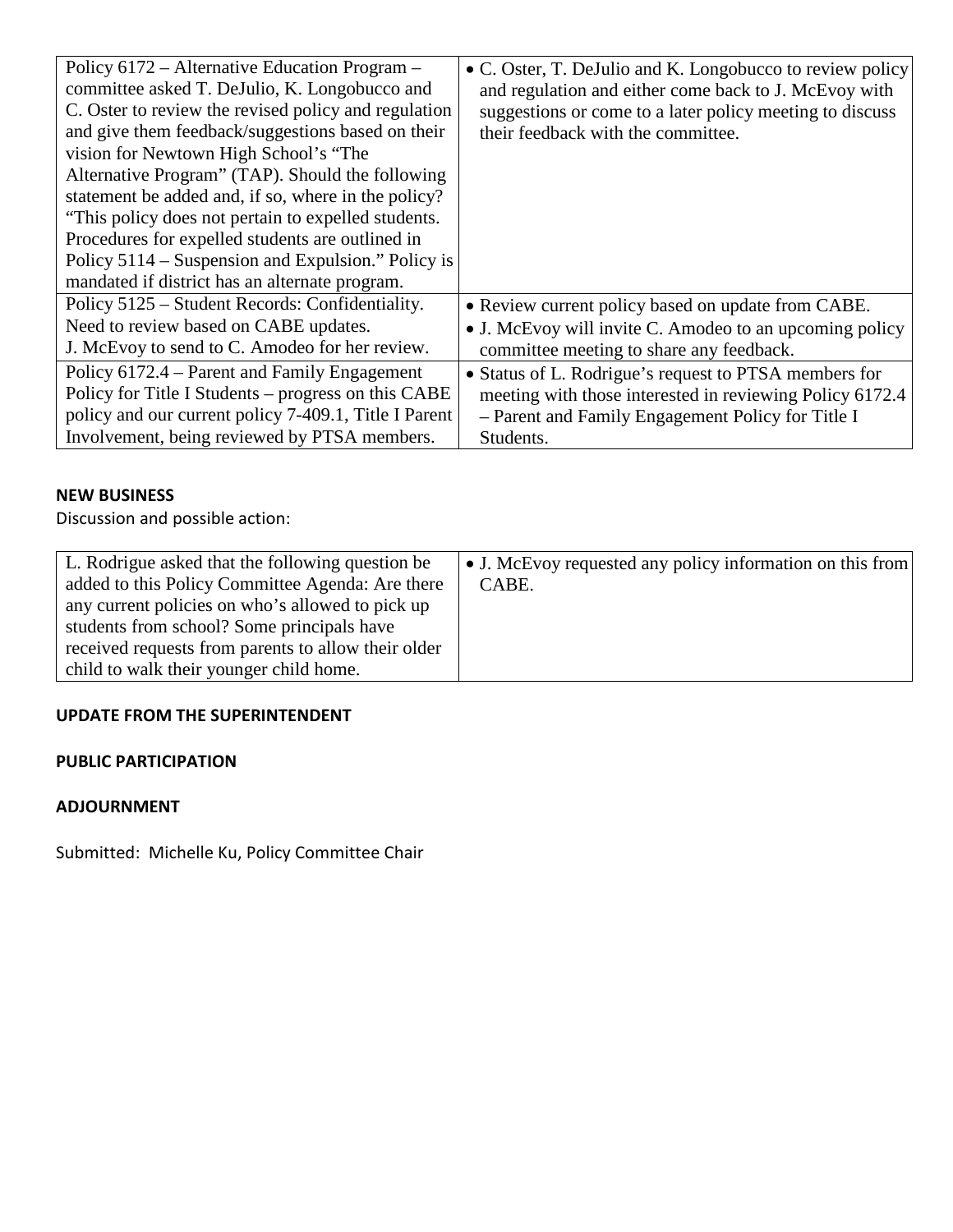| | |
|---|---|
| Policy 6172 – Alternative Education Program – committee asked T. DeJulio, K. Longobucco and C. Oster to review the revised policy and regulation and give them feedback/suggestions based on their vision for Newtown High School's "The Alternative Program" (TAP). Should the following statement be added and, if so, where in the policy? "This policy does not pertain to expelled students. Procedures for expelled students are outlined in Policy 5114 – Suspension and Expulsion." Policy is mandated if district has an alternate program. | • C. Oster, T. DeJulio and K. Longobucco to review policy and regulation and either come back to J. McEvoy with suggestions or come to a later policy meeting to discuss their feedback with the committee. |
| Policy 5125 – Student Records: Confidentiality. Need to review based on CABE updates. J. McEvoy to send to C. Amodeo for her review. | • Review current policy based on update from CABE. • J. McEvoy will invite C. Amodeo to an upcoming policy committee meeting to share any feedback. |
| Policy 6172.4 – Parent and Family Engagement Policy for Title I Students – progress on this CABE policy and our current policy 7-409.1, Title I Parent Involvement, being reviewed by PTSA members. | • Status of L. Rodrigue's request to PTSA members for meeting with those interested in reviewing Policy 6172.4 – Parent and Family Engagement Policy for Title I Students. |

**NEW BUSINESS**

Discussion and possible action:

| | |
|---|---|
| L. Rodrigue asked that the following question be added to this Policy Committee Agenda: Are there any current policies on who's allowed to pick up students from school? Some principals have received requests from parents to allow their older child to walk their younger child home. | • J. McEvoy requested any policy information on this from CABE. |

**UPDATE FROM THE SUPERINTENDENT**

**PUBLIC PARTICIPATION**

**ADJOURNMENT**

Submitted: Michelle Ku, Policy Committee Chair